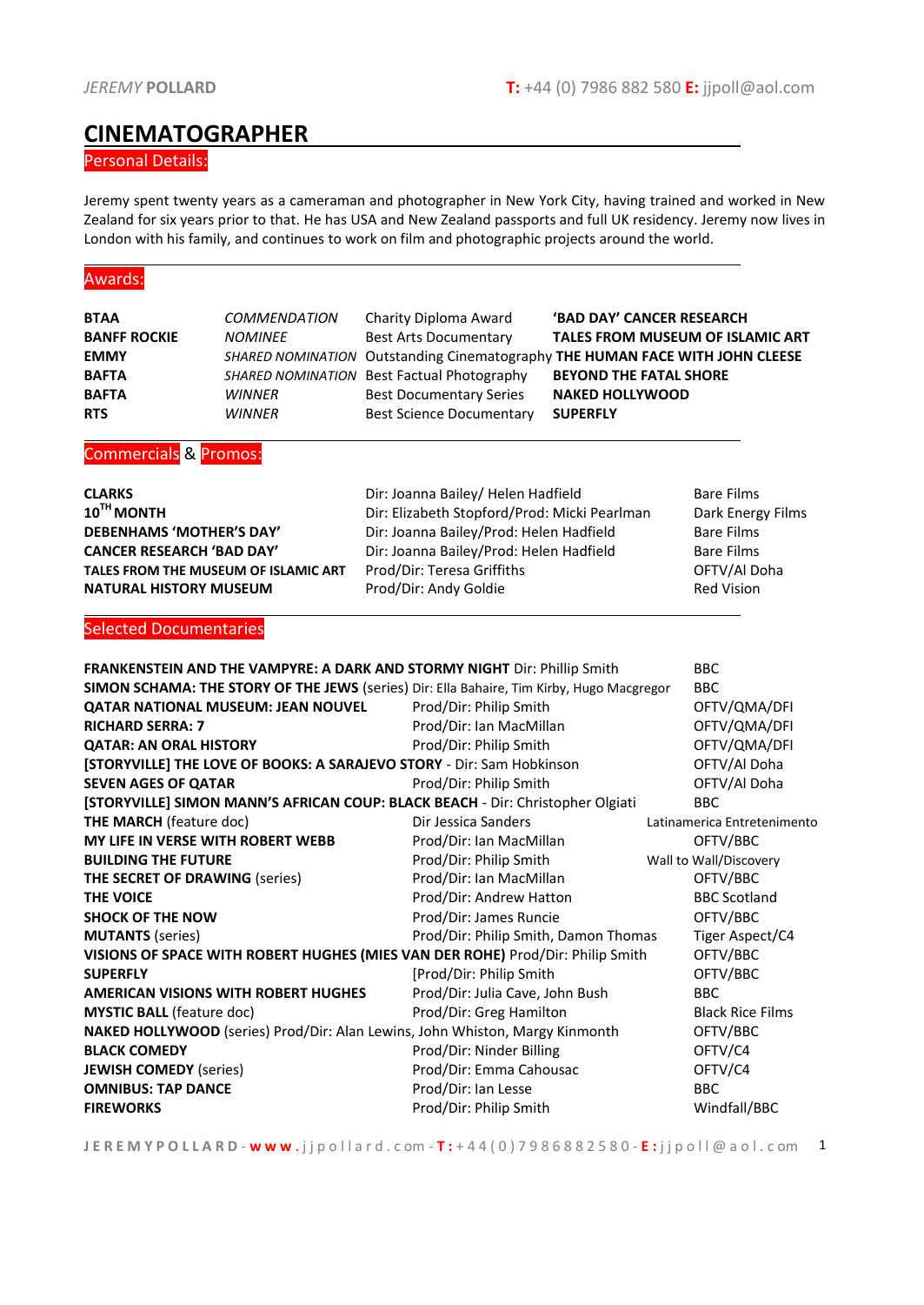*JEREMY* **POLLARD** **T:** +44 (0) 7986 882 580 **E:** jjpoll@aol.com

# CINEMATOGRAPHER

## Personal Details:

Jeremy spent twenty years as a cameraman and photographer in New York City, having trained and worked in New Zealand for six years prior to that. He has USA and New Zealand passports and full UK residency. Jeremy now lives in London with his family, and continues to work on film and photographic projects around the world.

## Awards:

| | | | |
|---|---|---|---|
| **BTAA** | *COMMENDATION* | Charity Diploma Award | **'BAD DAY' CANCER RESEARCH** |
| **BANFF ROCKIE** | *NOMINEE* | Best Arts Documentary | **TALES FROM MUSEUM OF ISLAMIC ART** |
| **EMMY** | *SHARED NOMINATION* | Outstanding Cinematography | **THE HUMAN FACE WITH JOHN CLEESE** |
| **BAFTA** | *SHARED NOMINATION* | Best Factual Photography | **BEYOND THE FATAL SHORE** |
| **BAFTA** | *WINNER* | Best Documentary Series | **NAKED HOLLYWOOD** |
| **RTS** | *WINNER* | Best Science Documentary | **SUPERFLY** |

## Commercials & Promos:

| | | |
|---|---|---|
| **CLARKS** | Dir: Joanna Bailey/ Helen Hadfield | Bare Films |
| **10TH MONTH** | Dir: Elizabeth Stopford/Prod: Micki Pearlman | Dark Energy Films |
| **DEBENHAMS 'MOTHER'S DAY'** | Dir: Joanna Bailey/Prod: Helen Hadfield | Bare Films |
| **CANCER RESEARCH 'BAD DAY'** | Dir: Joanna Bailey/Prod: Helen Hadfield | Bare Films |
| **TALES FROM THE MUSEUM OF ISLAMIC ART** | Prod/Dir: Teresa Griffiths | OFTV/Al Doha |
| **NATURAL HISTORY MUSEUM** | Prod/Dir: Andy Goldie | Red Vision |

## Selected Documentaries

| | | |
|---|---|---|
| **FRANKENSTEIN AND THE VAMPYRE: A DARK AND STORMY NIGHT** Dir: Phillip Smith | | BBC |
| **SIMON SCHAMA: THE STORY OF THE JEWS** (series) Dir: Ella Bahaire, Tim Kirby, Hugo Macgregor | | BBC |
| **QATAR NATIONAL MUSEUM: JEAN NOUVEL** | Prod/Dir: Philip Smith | OFTV/QMA/DFI |
| **RICHARD SERRA: 7** | Prod/Dir: Ian MacMillan | OFTV/QMA/DFI |
| **QATAR: AN ORAL HISTORY** | Prod/Dir: Philip Smith | OFTV/QMA/DFI |
| **[STORYVILLE] THE LOVE OF BOOKS: A SARAJEVO STORY** - Dir: Sam Hobkinson | | OFTV/Al Doha |
| **SEVEN AGES OF QATAR** | Prod/Dir: Philip Smith | OFTV/Al Doha |
| **[STORYVILLE] SIMON MANN'S AFRICAN COUP: BLACK BEACH** - Dir: Christopher Olgiati | | BBC |
| **THE MARCH** (feature doc) | Dir Jessica Sanders | Latinamerica Entretenimento |
| **MY LIFE IN VERSE WITH ROBERT WEBB** | Prod/Dir: Ian MacMillan | OFTV/BBC |
| **BUILDING THE FUTURE** | Prod/Dir: Philip Smith | Wall to Wall/Discovery |
| **THE SECRET OF DRAWING** (series) | Prod/Dir: Ian MacMillan | OFTV/BBC |
| **THE VOICE** | Prod/Dir: Andrew Hatton | BBC Scotland |
| **SHOCK OF THE NOW** | Prod/Dir: James Runcie | OFTV/BBC |
| **MUTANTS** (series) | Prod/Dir: Philip Smith, Damon Thomas | Tiger Aspect/C4 |
| **VISIONS OF SPACE WITH ROBERT HUGHES (MIES VAN DER ROHE)** Prod/Dir: Philip Smith | | OFTV/BBC |
| **SUPERFLY** | [Prod/Dir: Philip Smith | OFTV/BBC |
| **AMERICAN VISIONS WITH ROBERT HUGHES** | Prod/Dir: Julia Cave, John Bush | BBC |
| **MYSTIC BALL** (feature doc) | Prod/Dir: Greg Hamilton | Black Rice Films |
| **NAKED HOLLYWOOD** (series) Prod/Dir: Alan Lewins, John Whiston, Margy Kinmonth | | OFTV/BBC |
| **BLACK COMEDY** | Prod/Dir: Ninder Billing | OFTV/C4 |
| **JEWISH COMEDY** (series) | Prod/Dir: Emma Cahousac | OFTV/C4 |
| **OMNIBUS: TAP DANCE** | Prod/Dir: Ian Lesse | BBC |
| **FIREWORKS** | Prod/Dir: Philip Smith | Windfall/BBC |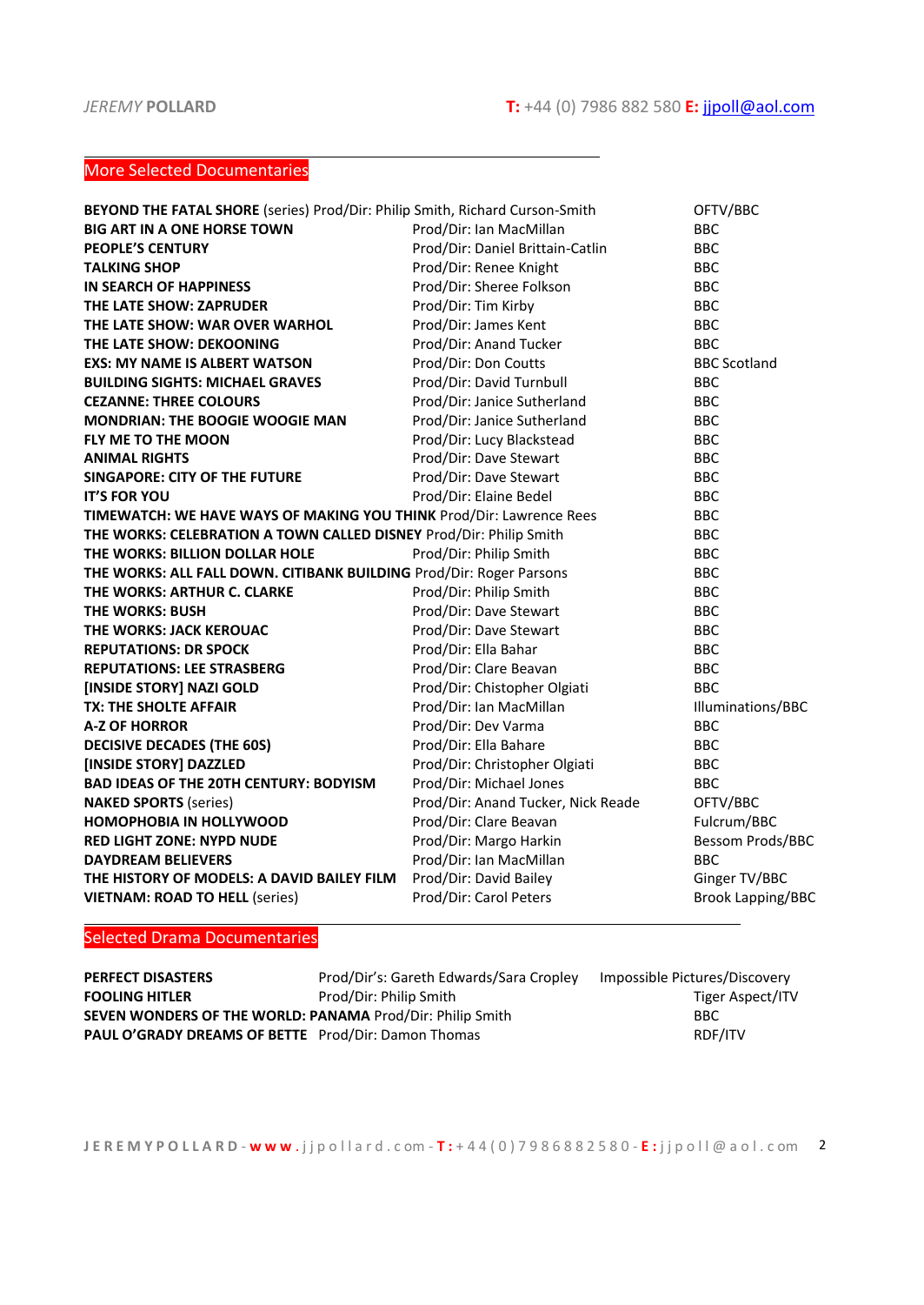## More Selected Documentaries

| | | |
|---|---|---|
| **BEYOND THE FATAL SHORE** (series) | Prod/Dir: Philip Smith, Richard Curson-Smith | OFTV/BBC |
| **BIG ART IN A ONE HORSE TOWN** | Prod/Dir: Ian MacMillan | BBC |
| **PEOPLE'S CENTURY** | Prod/Dir: Daniel Brittain-Catlin | BBC |
| **TALKING SHOP** | Prod/Dir: Renee Knight | BBC |
| **IN SEARCH OF HAPPINESS** | Prod/Dir: Sheree Folkson | BBC |
| **THE LATE SHOW: ZAPRUDER** | Prod/Dir: Tim Kirby | BBC |
| **THE LATE SHOW: WAR OVER WARHOL** | Prod/Dir: James Kent | BBC |
| **THE LATE SHOW: DEKOONING** | Prod/Dir: Anand Tucker | BBC |
| **EXS: MY NAME IS ALBERT WATSON** | Prod/Dir: Don Coutts | BBC Scotland |
| **BUILDING SIGHTS: MICHAEL GRAVES** | Prod/Dir: David Turnbull | BBC |
| **CEZANNE: THREE COLOURS** | Prod/Dir: Janice Sutherland | BBC |
| **MONDRIAN: THE BOOGIE WOOGIE MAN** | Prod/Dir: Janice Sutherland | BBC |
| **FLY ME TO THE MOON** | Prod/Dir: Lucy Blackstead | BBC |
| **ANIMAL RIGHTS** | Prod/Dir: Dave Stewart | BBC |
| **SINGAPORE: CITY OF THE FUTURE** | Prod/Dir: Dave Stewart | BBC |
| **IT'S FOR YOU** | Prod/Dir: Elaine Bedel | BBC |
| **TIMEWATCH: WE HAVE WAYS OF MAKING YOU THINK** | Prod/Dir: Lawrence Rees | BBC |
| **THE WORKS: CELEBRATION A TOWN CALLED DISNEY** | Prod/Dir: Philip Smith | BBC |
| **THE WORKS: BILLION DOLLAR HOLE** | Prod/Dir: Philip Smith | BBC |
| **THE WORKS: ALL FALL DOWN. CITIBANK BUILDING** | Prod/Dir: Roger Parsons | BBC |
| **THE WORKS: ARTHUR C. CLARKE** | Prod/Dir: Philip Smith | BBC |
| **THE WORKS: BUSH** | Prod/Dir: Dave Stewart | BBC |
| **THE WORKS: JACK KEROUAC** | Prod/Dir: Dave Stewart | BBC |
| **REPUTATIONS: DR SPOCK** | Prod/Dir: Ella Bahar | BBC |
| **REPUTATIONS: LEE STRASBERG** | Prod/Dir: Clare Beavan | BBC |
| **[INSIDE STORY] NAZI GOLD** | Prod/Dir: Chistopher Olgiati | BBC |
| **TX: THE SHOLTE AFFAIR** | Prod/Dir: Ian MacMillan | Illuminations/BBC |
| **A-Z OF HORROR** | Prod/Dir: Dev Varma | BBC |
| **DECISIVE DECADES (THE 60S)** | Prod/Dir: Ella Bahare | BBC |
| **[INSIDE STORY] DAZZLED** | Prod/Dir: Christopher Olgiati | BBC |
| **BAD IDEAS OF THE 20TH CENTURY: BODYISM** | Prod/Dir: Michael Jones | BBC |
| **NAKED SPORTS** (series) | Prod/Dir: Anand Tucker, Nick Reade | OFTV/BBC |
| **HOMOPHOBIA IN HOLLYWOOD** | Prod/Dir: Clare Beavan | Fulcrum/BBC |
| **RED LIGHT ZONE: NYPD NUDE** | Prod/Dir: Margo Harkin | Bessom Prods/BBC |
| **DAYDREAM BELIEVERS** | Prod/Dir: Ian MacMillan | BBC |
| **THE HISTORY OF MODELS: A DAVID BAILEY FILM** | Prod/Dir: David Bailey | Ginger TV/BBC |
| **VIETNAM: ROAD TO HELL** (series) | Prod/Dir: Carol Peters | Brook Lapping/BBC |

## Selected Drama Documentaries

| | | |
|---|---|---|
| **PERFECT DISASTERS** | Prod/Dir's: Gareth Edwards/Sara Cropley | Impossible Pictures/Discovery |
| **FOOLING HITLER** | Prod/Dir: Philip Smith | Tiger Aspect/ITV |
| **SEVEN WONDERS OF THE WORLD: PANAMA** | Prod/Dir: Philip Smith | BBC |
| **PAUL O'GRADY DREAMS OF BETTE** | Prod/Dir: Damon Thomas | RDF/ITV |